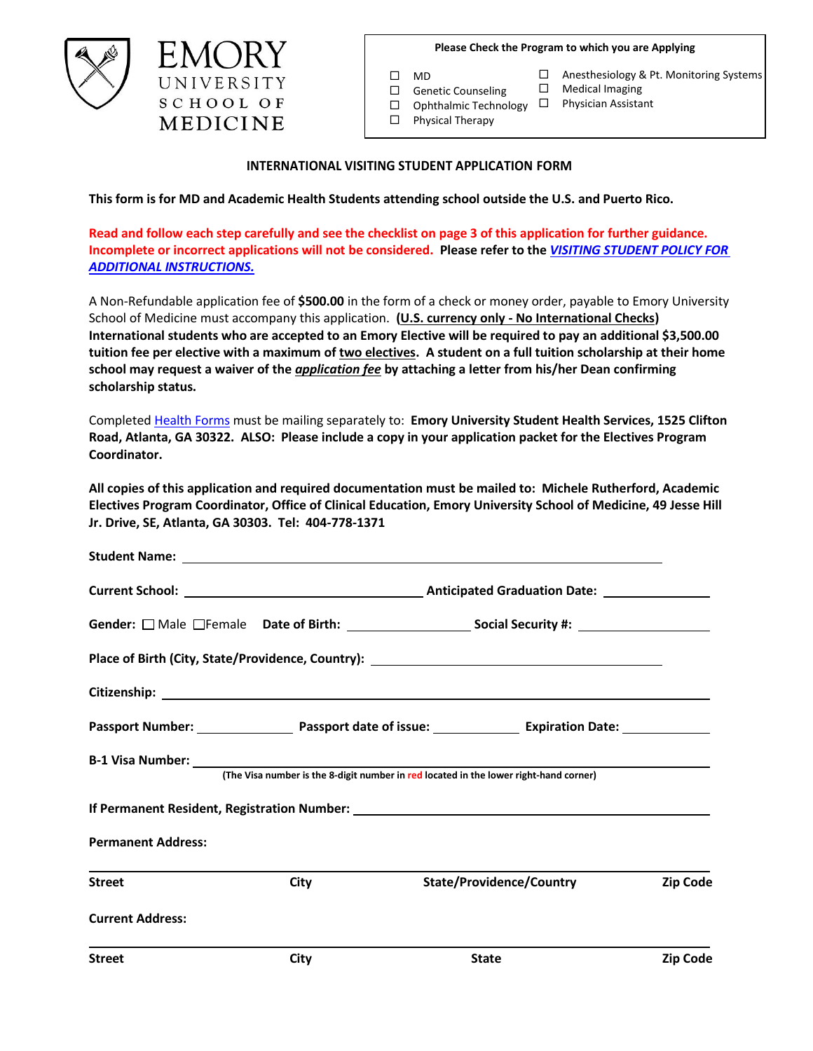EMORY UNIVERSITY SCHOOL OF MEDICINE

**Please Check the Program to which you are Applying**

- ☐ MD
- ☐ Genetic Counseling
- ☐ Ophthalmic Technology
- ☐ Physical Therapy
- ☐ Anesthesiology & Pt. Monitoring Systems
- ☐ Medical Imaging
- ☐ Physician Assistant

## INTERNATIONAL VISITING STUDENT APPLICATION FORM

**This form is for MD and Academic Health Students attending school outside the U.S. and Puerto Rico.**

**Read and follow each step carefully and see the checklist on page 3 of this application for further guidance. Incomplete or incorrect applications will not be considered. Please refer to the *VISITING STUDENT POLICY FOR ADDITIONAL INSTRUCTIONS.***

A Non-Refundable application fee of **$500.00** in the form of a check or money order, payable to Emory University School of Medicine must accompany this application. **(U.S. currency only - No International Checks) International students who are accepted to an Emory Elective will be required to pay an additional $3,500.00 tuition fee per elective with a maximum of two electives. A student on a full tuition scholarship at their home school may request a waiver of the *application fee* by attaching a letter from his/her Dean confirming scholarship status.**

Completed Health Forms must be mailing separately to: **Emory University Student Health Services, 1525 Clifton Road, Atlanta, GA 30322. ALSO: Please include a copy in your application packet for the Electives Program Coordinator.**

**All copies of this application and required documentation must be mailed to: Michele Rutherford, Academic Electives Program Coordinator, Office of Clinical Education, Emory University School of Medicine, 49 Jesse Hill Jr. Drive, SE, Atlanta, GA 30303. Tel: 404-778-1371**

**Student Name:** ______________________________

**Current School:** ______________________ **Anticipated Graduation Date:** ____________

**Gender:** ☐ Male ☐ Female **Date of Birth:** ____________ **Social Security #:** ____________

**Place of Birth (City, State/Providence, Country):** ______________________

**Citizenship:** ______________________________

**Passport Number:** __________ **Passport date of issue:** __________ **Expiration Date:** __________

**B-1 Visa Number:** ______________________________

**(The Visa number is the 8-digit number in red located in the lower right-hand corner)**

**If Permanent Resident, Registration Number:** ______________________

**Permanent Address:**

| **Street** | **City** | **State/Providence/Country** | **Zip Code** |
|---|---|---|---|

**Current Address:**

| **Street** | **City** | **State** | **Zip Code** |
|---|---|---|---|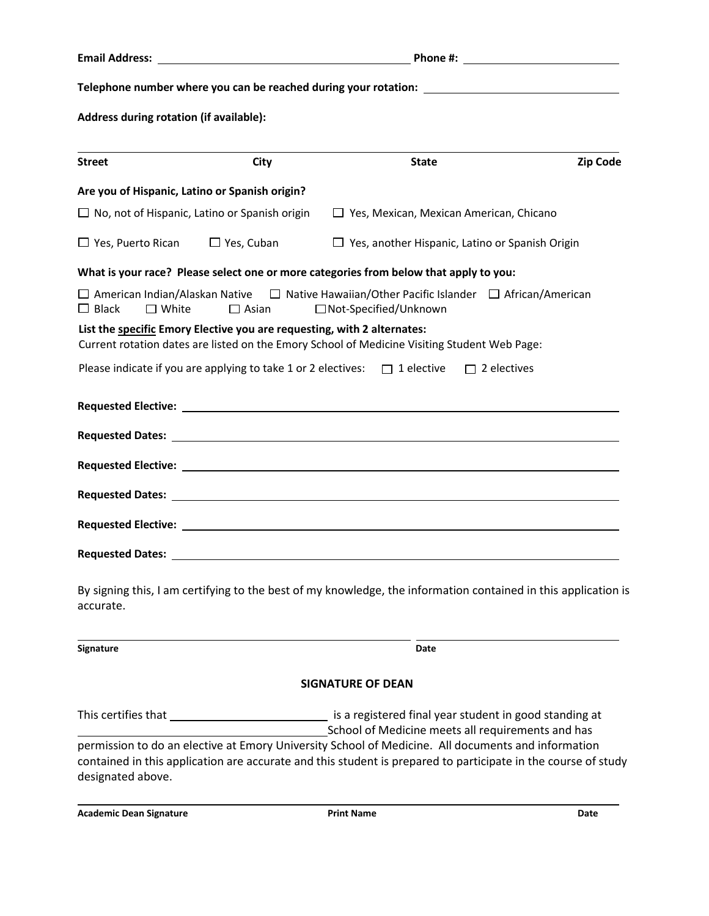**Email Address:** ______________________________ **Phone #:** ____________________

**Telephone number where you can be reached during your rotation:** ____________________

**Address during rotation (if available):**

______________________________________________________________

**Street** | **City** | **State** | **Zip Code**

**Are you of Hispanic, Latino or Spanish origin?**

☐ No, not of Hispanic, Latino or Spanish origin ☐ Yes, Mexican, Mexican American, Chicano

☐ Yes, Puerto Rican ☐ Yes, Cuban ☐ Yes, another Hispanic, Latino or Spanish Origin

**What is your race? Please select one or more categories from below that apply to you:**

☐ American Indian/Alaskan Native ☐ Native Hawaiian/Other Pacific Islander ☐ African/American
☐ Black ☐ White ☐ Asian ☐ Not-Specified/Unknown

**List the specific Emory Elective you are requesting, with 2 alternates:**
Current rotation dates are listed on the Emory School of Medicine Visiting Student Web Page:

Please indicate if you are applying to take 1 or 2 electives: ☐ 1 elective ☐ 2 electives

**Requested Elective:** ______________________________

**Requested Dates:** ______________________________

**Requested Elective:** ______________________________

**Requested Dates:** ______________________________

**Requested Elective:** ______________________________

**Requested Dates:** ______________________________

By signing this, I am certifying to the best of my knowledge, the information contained in this application is accurate.

______________________________ ____________________

**Signature** **Date**

## SIGNATURE OF DEAN

This certifies that ____________________ is a registered final year student in good standing at ____________________ School of Medicine meets all requirements and has permission to do an elective at Emory University School of Medicine. All documents and information contained in this application are accurate and this student is prepared to participate in the course of study designated above.

______________________________________________________________

**Academic Dean Signature** **Print Name** **Date**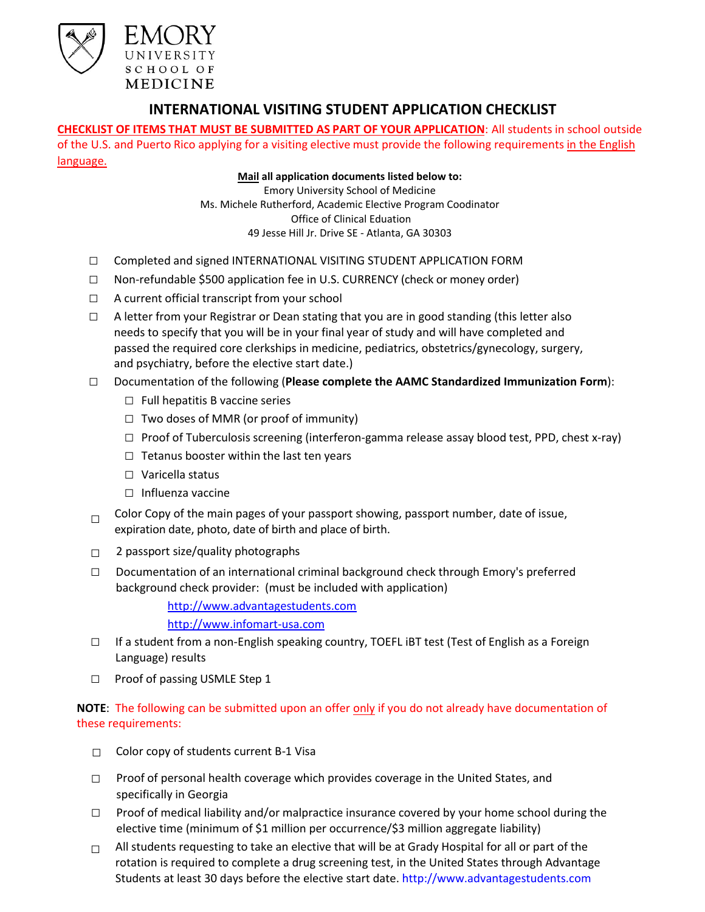EMORY UNIVERSITY SCHOOL OF MEDICINE

# INTERNATIONAL VISITING STUDENT APPLICATION CHECKLIST

**CHECKLIST OF ITEMS THAT MUST BE SUBMITTED AS PART OF YOUR APPLICATION**: All students in school outside of the U.S. and Puerto Rico applying for a visiting elective must provide the following requirements in the English language.

**Mail all application documents listed below to:**
Emory University School of Medicine
Ms. Michele Rutherford, Academic Elective Program Coodinator
Office of Clinical Eduation
49 Jesse Hill Jr. Drive SE - Atlanta, GA 30303

- ☐ Completed and signed INTERNATIONAL VISITING STUDENT APPLICATION FORM
- ☐ Non-refundable $500 application fee in U.S. CURRENCY (check or money order)
- ☐ A current official transcript from your school
- ☐ A letter from your Registrar or Dean stating that you are in good standing (this letter also needs to specify that you will be in your final year of study and will have completed and passed the required core clerkships in medicine, pediatrics, obstetrics/gynecology, surgery, and psychiatry, before the elective start date.)
- ☐ Documentation of the following (**Please complete the AAMC Standardized Immunization Form**):
  - ☐ Full hepatitis B vaccine series
  - ☐ Two doses of MMR (or proof of immunity)
  - ☐ Proof of Tuberculosis screening (interferon-gamma release assay blood test, PPD, chest x-ray)
  - ☐ Tetanus booster within the last ten years
  - ☐ Varicella status
  - ☐ Influenza vaccine
- ☐ Color Copy of the main pages of your passport showing, passport number, date of issue, expiration date, photo, date of birth and place of birth.
- ☐ 2 passport size/quality photographs
- ☐ Documentation of an international criminal background check through Emory's preferred background check provider: (must be included with application)
  - http://www.advantagestudents.com
  - http://www.infomart-usa.com
- ☐ If a student from a non-English speaking country, TOEFL iBT test (Test of English as a Foreign Language) results
- ☐ Proof of passing USMLE Step 1

**NOTE**: The following can be submitted upon an offer only if you do not already have documentation of these requirements:

- ☐ Color copy of students current B-1 Visa
- ☐ Proof of personal health coverage which provides coverage in the United States, and specifically in Georgia
- ☐ Proof of medical liability and/or malpractice insurance covered by your home school during the elective time (minimum of $1 million per occurrence/$3 million aggregate liability)
- ☐ All students requesting to take an elective that will be at Grady Hospital for all or part of the rotation is required to complete a drug screening test, in the United States through Advantage Students at least 30 days before the elective start date. http://www.advantagestudents.com